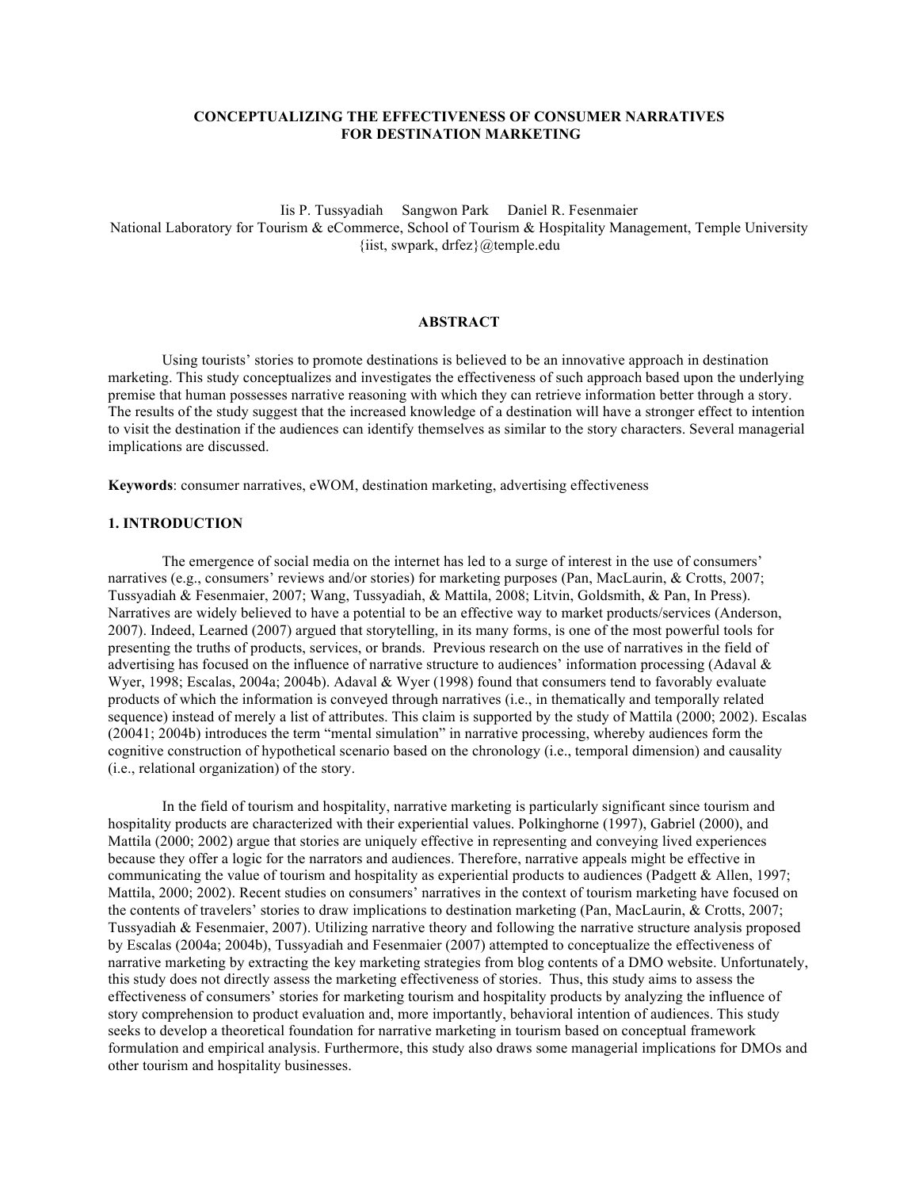# CONCEPTUALIZING THE EFFECTIVENESS OF CONSUMER NARRATIVES FOR DESTINATION MARKETING

Iis P. Tussyadiah   Sangwon Park   Daniel R. Fesenmaier
National Laboratory for Tourism & eCommerce, School of Tourism & Hospitality Management, Temple University
{iist, swpark, drfez}@temple.edu

## ABSTRACT

Using tourists' stories to promote destinations is believed to be an innovative approach in destination marketing. This study conceptualizes and investigates the effectiveness of such approach based upon the underlying premise that human possesses narrative reasoning with which they can retrieve information better through a story. The results of the study suggest that the increased knowledge of a destination will have a stronger effect to intention to visit the destination if the audiences can identify themselves as similar to the story characters. Several managerial implications are discussed.

**Keywords**: consumer narratives, eWOM, destination marketing, advertising effectiveness

## 1. INTRODUCTION

The emergence of social media on the internet has led to a surge of interest in the use of consumers' narratives (e.g., consumers' reviews and/or stories) for marketing purposes (Pan, MacLaurin, & Crotts, 2007; Tussyadiah & Fesenmaier, 2007; Wang, Tussyadiah, & Mattila, 2008; Litvin, Goldsmith, & Pan, In Press). Narratives are widely believed to have a potential to be an effective way to market products/services (Anderson, 2007). Indeed, Learned (2007) argued that storytelling, in its many forms, is one of the most powerful tools for presenting the truths of products, services, or brands. Previous research on the use of narratives in the field of advertising has focused on the influence of narrative structure to audiences' information processing (Adaval & Wyer, 1998; Escalas, 2004a; 2004b). Adaval & Wyer (1998) found that consumers tend to favorably evaluate products of which the information is conveyed through narratives (i.e., in thematically and temporally related sequence) instead of merely a list of attributes. This claim is supported by the study of Mattila (2000; 2002). Escalas (20041; 2004b) introduces the term "mental simulation" in narrative processing, whereby audiences form the cognitive construction of hypothetical scenario based on the chronology (i.e., temporal dimension) and causality (i.e., relational organization) of the story.

In the field of tourism and hospitality, narrative marketing is particularly significant since tourism and hospitality products are characterized with their experiential values. Polkinghorne (1997), Gabriel (2000), and Mattila (2000; 2002) argue that stories are uniquely effective in representing and conveying lived experiences because they offer a logic for the narrators and audiences. Therefore, narrative appeals might be effective in communicating the value of tourism and hospitality as experiential products to audiences (Padgett & Allen, 1997; Mattila, 2000; 2002). Recent studies on consumers' narratives in the context of tourism marketing have focused on the contents of travelers' stories to draw implications to destination marketing (Pan, MacLaurin, & Crotts, 2007; Tussyadiah & Fesenmaier, 2007). Utilizing narrative theory and following the narrative structure analysis proposed by Escalas (2004a; 2004b), Tussyadiah and Fesenmaier (2007) attempted to conceptualize the effectiveness of narrative marketing by extracting the key marketing strategies from blog contents of a DMO website. Unfortunately, this study does not directly assess the marketing effectiveness of stories. Thus, this study aims to assess the effectiveness of consumers' stories for marketing tourism and hospitality products by analyzing the influence of story comprehension to product evaluation and, more importantly, behavioral intention of audiences. This study seeks to develop a theoretical foundation for narrative marketing in tourism based on conceptual framework formulation and empirical analysis. Furthermore, this study also draws some managerial implications for DMOs and other tourism and hospitality businesses.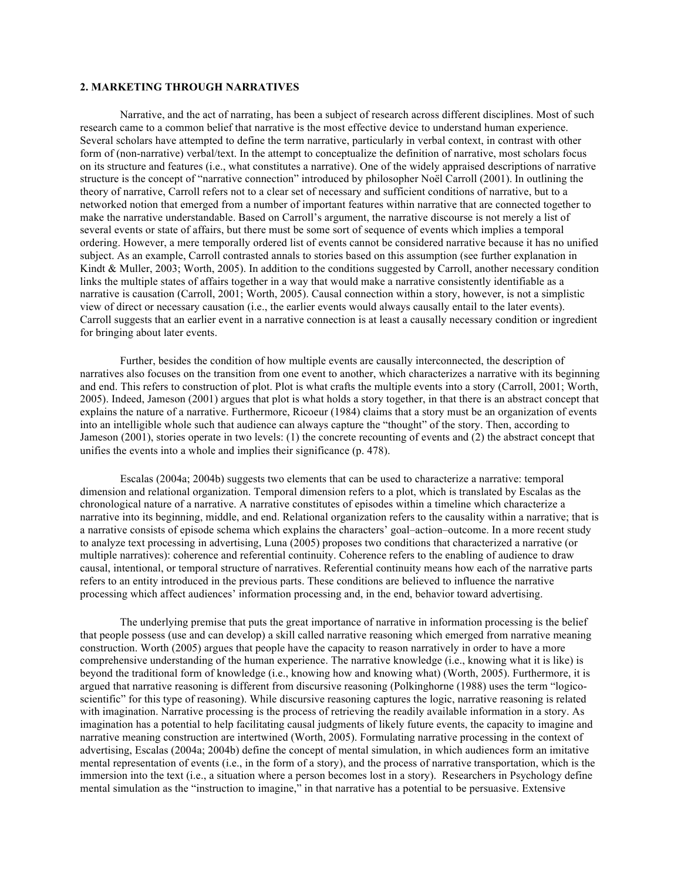## 2. MARKETING THROUGH NARRATIVES

Narrative, and the act of narrating, has been a subject of research across different disciplines. Most of such research came to a common belief that narrative is the most effective device to understand human experience. Several scholars have attempted to define the term narrative, particularly in verbal context, in contrast with other form of (non-narrative) verbal/text. In the attempt to conceptualize the definition of narrative, most scholars focus on its structure and features (i.e., what constitutes a narrative). One of the widely appraised descriptions of narrative structure is the concept of "narrative connection" introduced by philosopher Noël Carroll (2001). In outlining the theory of narrative, Carroll refers not to a clear set of necessary and sufficient conditions of narrative, but to a networked notion that emerged from a number of important features within narrative that are connected together to make the narrative understandable. Based on Carroll's argument, the narrative discourse is not merely a list of several events or state of affairs, but there must be some sort of sequence of events which implies a temporal ordering. However, a mere temporally ordered list of events cannot be considered narrative because it has no unified subject. As an example, Carroll contrasted annals to stories based on this assumption (see further explanation in Kindt & Muller, 2003; Worth, 2005). In addition to the conditions suggested by Carroll, another necessary condition links the multiple states of affairs together in a way that would make a narrative consistently identifiable as a narrative is causation (Carroll, 2001; Worth, 2005). Causal connection within a story, however, is not a simplistic view of direct or necessary causation (i.e., the earlier events would always causally entail to the later events). Carroll suggests that an earlier event in a narrative connection is at least a causally necessary condition or ingredient for bringing about later events.

Further, besides the condition of how multiple events are causally interconnected, the description of narratives also focuses on the transition from one event to another, which characterizes a narrative with its beginning and end. This refers to construction of plot. Plot is what crafts the multiple events into a story (Carroll, 2001; Worth, 2005). Indeed, Jameson (2001) argues that plot is what holds a story together, in that there is an abstract concept that explains the nature of a narrative. Furthermore, Ricoeur (1984) claims that a story must be an organization of events into an intelligible whole such that audience can always capture the "thought" of the story. Then, according to Jameson (2001), stories operate in two levels: (1) the concrete recounting of events and (2) the abstract concept that unifies the events into a whole and implies their significance (p. 478).

Escalas (2004a; 2004b) suggests two elements that can be used to characterize a narrative: temporal dimension and relational organization. Temporal dimension refers to a plot, which is translated by Escalas as the chronological nature of a narrative. A narrative constitutes of episodes within a timeline which characterize a narrative into its beginning, middle, and end. Relational organization refers to the causality within a narrative; that is a narrative consists of episode schema which explains the characters' goal–action–outcome. In a more recent study to analyze text processing in advertising, Luna (2005) proposes two conditions that characterized a narrative (or multiple narratives): coherence and referential continuity. Coherence refers to the enabling of audience to draw causal, intentional, or temporal structure of narratives. Referential continuity means how each of the narrative parts refers to an entity introduced in the previous parts. These conditions are believed to influence the narrative processing which affect audiences' information processing and, in the end, behavior toward advertising.

The underlying premise that puts the great importance of narrative in information processing is the belief that people possess (use and can develop) a skill called narrative reasoning which emerged from narrative meaning construction. Worth (2005) argues that people have the capacity to reason narratively in order to have a more comprehensive understanding of the human experience. The narrative knowledge (i.e., knowing what it is like) is beyond the traditional form of knowledge (i.e., knowing how and knowing what) (Worth, 2005). Furthermore, it is argued that narrative reasoning is different from discursive reasoning (Polkinghorne (1988) uses the term "logico-scientific" for this type of reasoning). While discursive reasoning captures the logic, narrative reasoning is related with imagination. Narrative processing is the process of retrieving the readily available information in a story. As imagination has a potential to help facilitating causal judgments of likely future events, the capacity to imagine and narrative meaning construction are intertwined (Worth, 2005). Formulating narrative processing in the context of advertising, Escalas (2004a; 2004b) define the concept of mental simulation, in which audiences form an imitative mental representation of events (i.e., in the form of a story), and the process of narrative transportation, which is the immersion into the text (i.e., a situation where a person becomes lost in a story). Researchers in Psychology define mental simulation as the "instruction to imagine," in that narrative has a potential to be persuasive. Extensive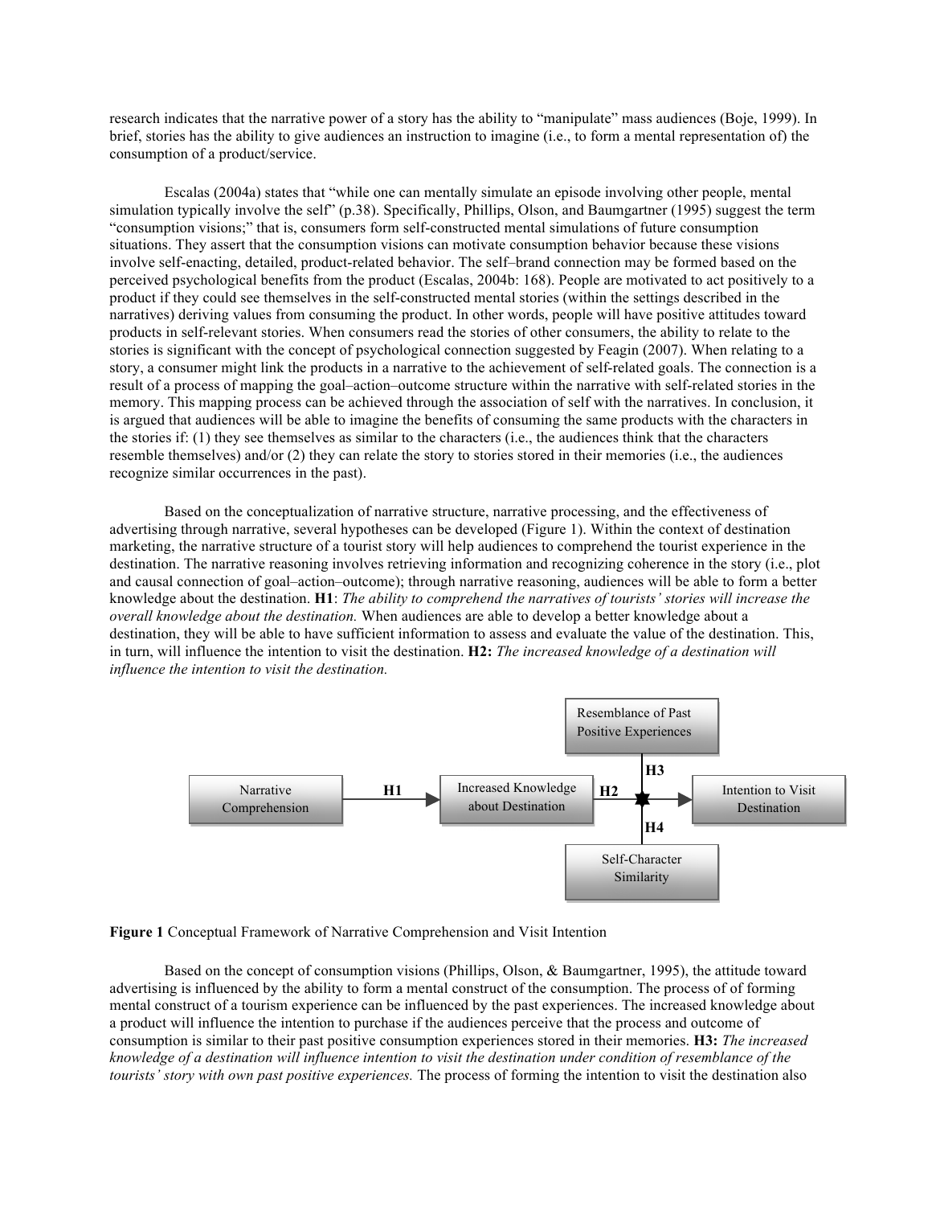research indicates that the narrative power of a story has the ability to "manipulate" mass audiences (Boje, 1999). In brief, stories has the ability to give audiences an instruction to imagine (i.e., to form a mental representation of) the consumption of a product/service.

Escalas (2004a) states that "while one can mentally simulate an episode involving other people, mental simulation typically involve the self" (p.38). Specifically, Phillips, Olson, and Baumgartner (1995) suggest the term "consumption visions;" that is, consumers form self-constructed mental simulations of future consumption situations. They assert that the consumption visions can motivate consumption behavior because these visions involve self-enacting, detailed, product-related behavior. The self–brand connection may be formed based on the perceived psychological benefits from the product (Escalas, 2004b: 168). People are motivated to act positively to a product if they could see themselves in the self-constructed mental stories (within the settings described in the narratives) deriving values from consuming the product. In other words, people will have positive attitudes toward products in self-relevant stories. When consumers read the stories of other consumers, the ability to relate to the stories is significant with the concept of psychological connection suggested by Feagin (2007). When relating to a story, a consumer might link the products in a narrative to the achievement of self-related goals. The connection is a result of a process of mapping the goal–action–outcome structure within the narrative with self-related stories in the memory. This mapping process can be achieved through the association of self with the narratives. In conclusion, it is argued that audiences will be able to imagine the benefits of consuming the same products with the characters in the stories if: (1) they see themselves as similar to the characters (i.e., the audiences think that the characters resemble themselves) and/or (2) they can relate the story to stories stored in their memories (i.e., the audiences recognize similar occurrences in the past).

Based on the conceptualization of narrative structure, narrative processing, and the effectiveness of advertising through narrative, several hypotheses can be developed (Figure 1). Within the context of destination marketing, the narrative structure of a tourist story will help audiences to comprehend the tourist experience in the destination. The narrative reasoning involves retrieving information and recognizing coherence in the story (i.e., plot and causal connection of goal–action–outcome); through narrative reasoning, audiences will be able to form a better knowledge about the destination. **H1**: *The ability to comprehend the narratives of tourists' stories will increase the overall knowledge about the destination.* When audiences are able to develop a better knowledge about a destination, they will be able to have sufficient information to assess and evaluate the value of the destination. This, in turn, will influence the intention to visit the destination. **H2:** *The increased knowledge of a destination will influence the intention to visit the destination.*

Narrative Comprehension → (H1) → Increased Knowledge about Destination → (H2) → Intention to Visit Destination; Resemblance of Past Positive Experiences (H3) and Self-Character Similarity (H4) moderate the H2 path.

**Figure 1** Conceptual Framework of Narrative Comprehension and Visit Intention

Based on the concept of consumption visions (Phillips, Olson, & Baumgartner, 1995), the attitude toward advertising is influenced by the ability to form a mental construct of the consumption. The process of of forming mental construct of a tourism experience can be influenced by the past experiences. The increased knowledge about a product will influence the intention to purchase if the audiences perceive that the process and outcome of consumption is similar to their past positive consumption experiences stored in their memories. **H3:** *The increased knowledge of a destination will influence intention to visit the destination under condition of resemblance of the tourists' story with own past positive experiences.* The process of forming the intention to visit the destination also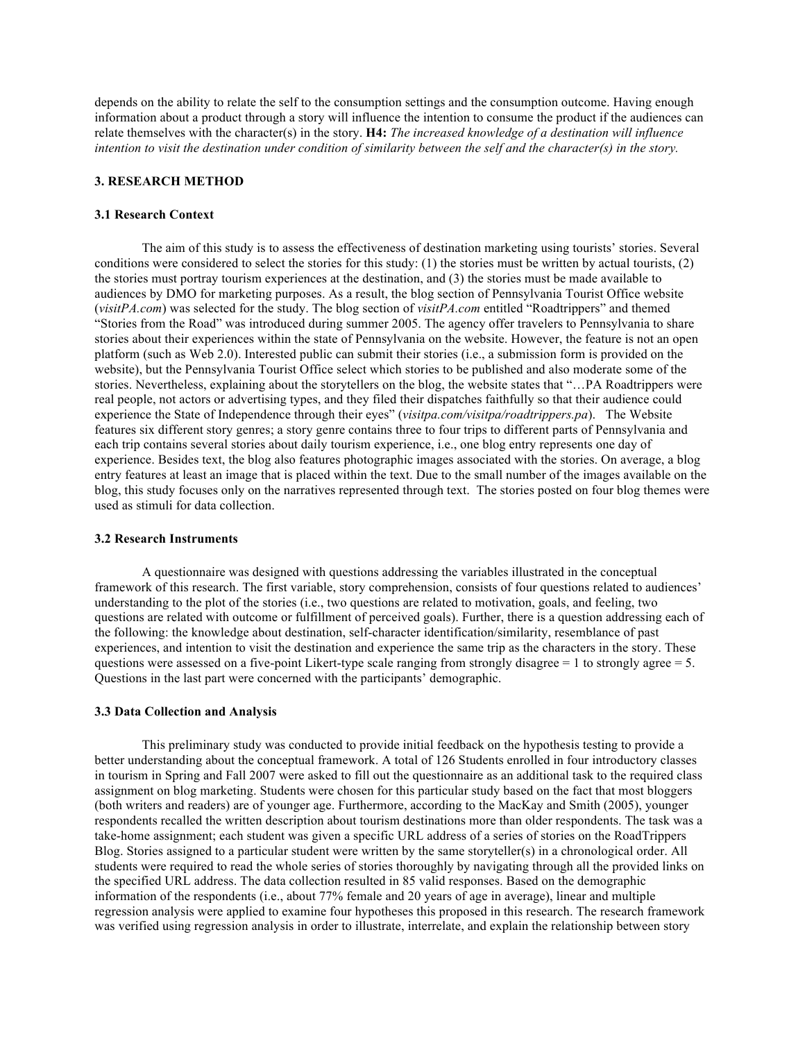depends on the ability to relate the self to the consumption settings and the consumption outcome. Having enough information about a product through a story will influence the intention to consume the product if the audiences can relate themselves with the character(s) in the story. **H4:** *The increased knowledge of a destination will influence intention to visit the destination under condition of similarity between the self and the character(s) in the story.*

## 3. RESEARCH METHOD

### 3.1 Research Context

The aim of this study is to assess the effectiveness of destination marketing using tourists' stories. Several conditions were considered to select the stories for this study: (1) the stories must be written by actual tourists, (2) the stories must portray tourism experiences at the destination, and (3) the stories must be made available to audiences by DMO for marketing purposes. As a result, the blog section of Pennsylvania Tourist Office website (*visitPA.com*) was selected for the study. The blog section of *visitPA.com* entitled "Roadtrippers" and themed "Stories from the Road" was introduced during summer 2005. The agency offer travelers to Pennsylvania to share stories about their experiences within the state of Pennsylvania on the website. However, the feature is not an open platform (such as Web 2.0). Interested public can submit their stories (i.e., a submission form is provided on the website), but the Pennsylvania Tourist Office select which stories to be published and also moderate some of the stories. Nevertheless, explaining about the storytellers on the blog, the website states that "…PA Roadtrippers were real people, not actors or advertising types, and they filed their dispatches faithfully so that their audience could experience the State of Independence through their eyes" (*visitpa.com/visitpa/roadtrippers.pa*). The Website features six different story genres; a story genre contains three to four trips to different parts of Pennsylvania and each trip contains several stories about daily tourism experience, i.e., one blog entry represents one day of experience. Besides text, the blog also features photographic images associated with the stories. On average, a blog entry features at least an image that is placed within the text. Due to the small number of the images available on the blog, this study focuses only on the narratives represented through text. The stories posted on four blog themes were used as stimuli for data collection.

### 3.2 Research Instruments

A questionnaire was designed with questions addressing the variables illustrated in the conceptual framework of this research. The first variable, story comprehension, consists of four questions related to audiences' understanding to the plot of the stories (i.e., two questions are related to motivation, goals, and feeling, two questions are related with outcome or fulfillment of perceived goals). Further, there is a question addressing each of the following: the knowledge about destination, self-character identification/similarity, resemblance of past experiences, and intention to visit the destination and experience the same trip as the characters in the story. These questions were assessed on a five-point Likert-type scale ranging from strongly disagree = 1 to strongly agree = 5. Questions in the last part were concerned with the participants' demographic.

### 3.3 Data Collection and Analysis

This preliminary study was conducted to provide initial feedback on the hypothesis testing to provide a better understanding about the conceptual framework. A total of 126 Students enrolled in four introductory classes in tourism in Spring and Fall 2007 were asked to fill out the questionnaire as an additional task to the required class assignment on blog marketing. Students were chosen for this particular study based on the fact that most bloggers (both writers and readers) are of younger age. Furthermore, according to the MacKay and Smith (2005), younger respondents recalled the written description about tourism destinations more than older respondents. The task was a take-home assignment; each student was given a specific URL address of a series of stories on the RoadTrippers Blog. Stories assigned to a particular student were written by the same storyteller(s) in a chronological order. All students were required to read the whole series of stories thoroughly by navigating through all the provided links on the specified URL address. The data collection resulted in 85 valid responses. Based on the demographic information of the respondents (i.e., about 77% female and 20 years of age in average), linear and multiple regression analysis were applied to examine four hypotheses this proposed in this research. The research framework was verified using regression analysis in order to illustrate, interrelate, and explain the relationship between story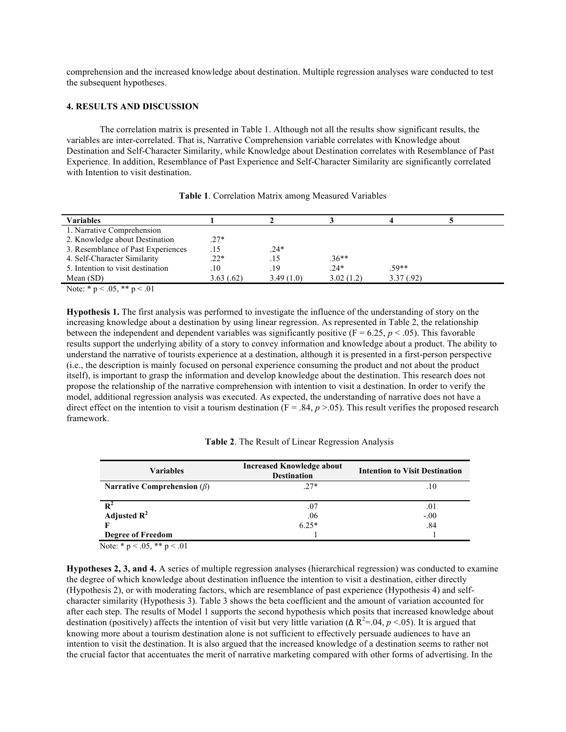comprehension and the increased knowledge about destination. Multiple regression analyses ware conducted to test the subsequent hypotheses.

## 4. RESULTS AND DISCUSSION

The correlation matrix is presented in Table 1. Although not all the results show significant results, the variables are inter-correlated. That is, Narrative Comprehension variable correlates with Knowledge about Destination and Self-Character Similarity, while Knowledge about Destination correlates with Resemblance of Past Experience. In addition, Resemblance of Past Experience and Self-Character Similarity are significantly correlated with Intention to visit destination.

**Table 1**. Correlation Matrix among Measured Variables

| Variables | 1 | 2 | 3 | 4 | 5 |
|---|---|---|---|---|---|
| 1. Narrative Comprehension | | | | | |
| 2. Knowledge about Destination | .27* | | | | |
| 3. Resemblance of Past Experiences | .15 | .24* | | | |
| 4. Self-Character Similarity | .22* | .15 | .36** | | |
| 5. Intention to visit destination | .10 | .19 | .24* | .59** | |
| Mean (SD) | 3.63 (.62) | 3.49 (1.0) | 3.02 (1.2) | 3.37 (.92) | |

Note: * p < .05, ** p < .01

**Hypothesis 1.** The first analysis was performed to investigate the influence of the understanding of story on the increasing knowledge about a destination by using linear regression. As represented in Table 2, the relationship between the independent and dependent variables was significantly positive ($F = 6.25$, $p < .05$). This favorable results support the underlying ability of a story to convey information and knowledge about a product. The ability to understand the narrative of tourists experience at a destination, although it is presented in a first-person perspective (i.e., the description is mainly focused on personal experience consuming the product and not about the product itself), is important to grasp the information and develop knowledge about the destination. This research does not propose the relationship of the narrative comprehension with intention to visit a destination. In order to verify the model, additional regression analysis was executed. As expected, the understanding of narrative does not have a direct effect on the intention to visit a tourism destination ($F = .84$, $p > .05$). This result verifies the proposed research framework.

**Table 2**. The Result of Linear Regression Analysis

| Variables | Increased Knowledge about Destination | Intention to Visit Destination |
|---|---|---|
| **Narrative Comprehension** ($\beta$) | .27* | .10 |
| $R^2$ | .07 | .01 |
| **Adjusted** $R^2$ | .06 | -.00 |
| **F** | 6.25* | .84 |
| **Degree of Freedom** | 1 | 1 |

Note: * p < .05, ** p < .01

**Hypotheses 2, 3, and 4.** A series of multiple regression analyses (hierarchical regression) was conducted to examine the degree of which knowledge about destination influence the intention to visit a destination, either directly (Hypothesis 2), or with moderating factors, which are resemblance of past experience (Hypothesis 4) and self-character similarity (Hypothesis 3). Table 3 shows the beta coefficient and the amount of variation accounted for after each step. The results of Model 1 supports the second hypothesis which posits that increased knowledge about destination (positively) affects the intention of visit but very little variation ($\Delta R^2 = .04$, $p < .05$). It is argued that knowing more about a tourism destination alone is not sufficient to effectively persuade audiences to have an intention to visit the destination. It is also argued that the increased knowledge of a destination seems to rather not the crucial factor that accentuates the merit of narrative marketing compared with other forms of advertising. In the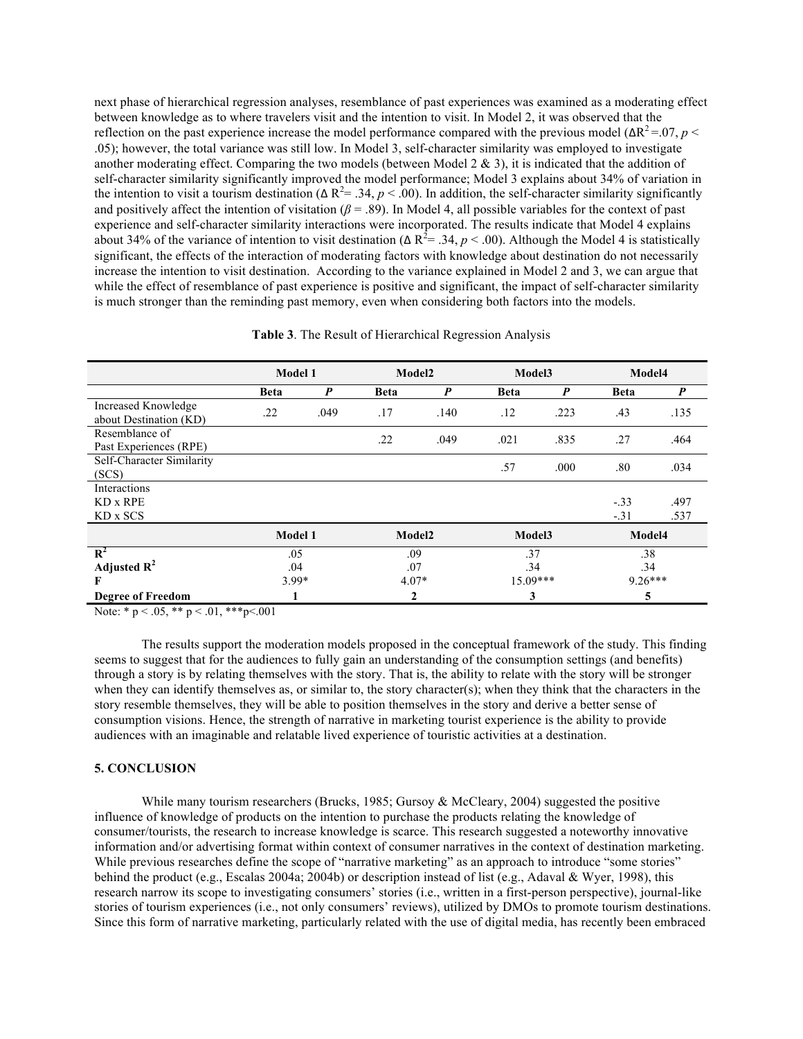next phase of hierarchical regression analyses, resemblance of past experiences was examined as a moderating effect between knowledge as to where travelers visit and the intention to visit. In Model 2, it was observed that the reflection on the past experience increase the model performance compared with the previous model ($\Delta R^2 = .07$, $p < .05$); however, the total variance was still low. In Model 3, self-character similarity was employed to investigate another moderating effect. Comparing the two models (between Model 2 & 3), it is indicated that the addition of self-character similarity significantly improved the model performance; Model 3 explains about 34% of variation in the intention to visit a tourism destination ($\Delta R^2 = .34$, $p < .00$). In addition, the self-character similarity significantly and positively affect the intention of visitation ($\beta = .89$). In Model 4, all possible variables for the context of past experience and self-character similarity interactions were incorporated. The results indicate that Model 4 explains about 34% of the variance of intention to visit destination ($\Delta R^2 = .34$, $p < .00$). Although the Model 4 is statistically significant, the effects of the interaction of moderating factors with knowledge about destination do not necessarily increase the intention to visit destination. According to the variance explained in Model 2 and 3, we can argue that while the effect of resemblance of past experience is positive and significant, the impact of self-character similarity is much stronger than the reminding past memory, even when considering both factors into the models.

**Table 3**. The Result of Hierarchical Regression Analysis

| | Model 1 | | Model2 | | Model3 | | Model4 | |
|---|---|---|---|---|---|---|---|---|
| | **Beta** | ***P*** | **Beta** | ***P*** | **Beta** | ***P*** | **Beta** | ***P*** |
| Increased Knowledge about Destination (KD) | .22 | .049 | .17 | .140 | .12 | .223 | .43 | .135 |
| Resemblance of Past Experiences (RPE) | | | .22 | .049 | .021 | .835 | .27 | .464 |
| Self-Character Similarity (SCS) | | | | | .57 | .000 | .80 | .034 |
| Interactions | | | | | | | | |
| KD x RPE | | | | | | | -.33 | .497 |
| KD x SCS | | | | | | | -.31 | .537 |
| | **Model 1** | | **Model2** | | **Model3** | | **Model4** | |
| $\mathbf{R^2}$ | .05 | | .09 | | .37 | | .38 | |
| **Adjusted $\mathbf{R^2}$** | .04 | | .07 | | .34 | | .34 | |
| **F** | 3.99* | | 4.07* | | 15.09*** | | 9.26*** | |
| **Degree of Freedom** | **1** | | **2** | | **3** | | **5** | |

Note: * p < .05, ** p < .01, ***p<.001

The results support the moderation models proposed in the conceptual framework of the study. This finding seems to suggest that for the audiences to fully gain an understanding of the consumption settings (and benefits) through a story is by relating themselves with the story. That is, the ability to relate with the story will be stronger when they can identify themselves as, or similar to, the story character(s); when they think that the characters in the story resemble themselves, they will be able to position themselves in the story and derive a better sense of consumption visions. Hence, the strength of narrative in marketing tourist experience is the ability to provide audiences with an imaginable and relatable lived experience of touristic activities at a destination.

## 5. CONCLUSION

While many tourism researchers (Brucks, 1985; Gursoy & McCleary, 2004) suggested the positive influence of knowledge of products on the intention to purchase the products relating the knowledge of consumer/tourists, the research to increase knowledge is scarce. This research suggested a noteworthy innovative information and/or advertising format within context of consumer narratives in the context of destination marketing. While previous researches define the scope of "narrative marketing" as an approach to introduce "some stories" behind the product (e.g., Escalas 2004a; 2004b) or description instead of list (e.g., Adaval & Wyer, 1998), this research narrow its scope to investigating consumers' stories (i.e., written in a first-person perspective), journal-like stories of tourism experiences (i.e., not only consumers' reviews), utilized by DMOs to promote tourism destinations. Since this form of narrative marketing, particularly related with the use of digital media, has recently been embraced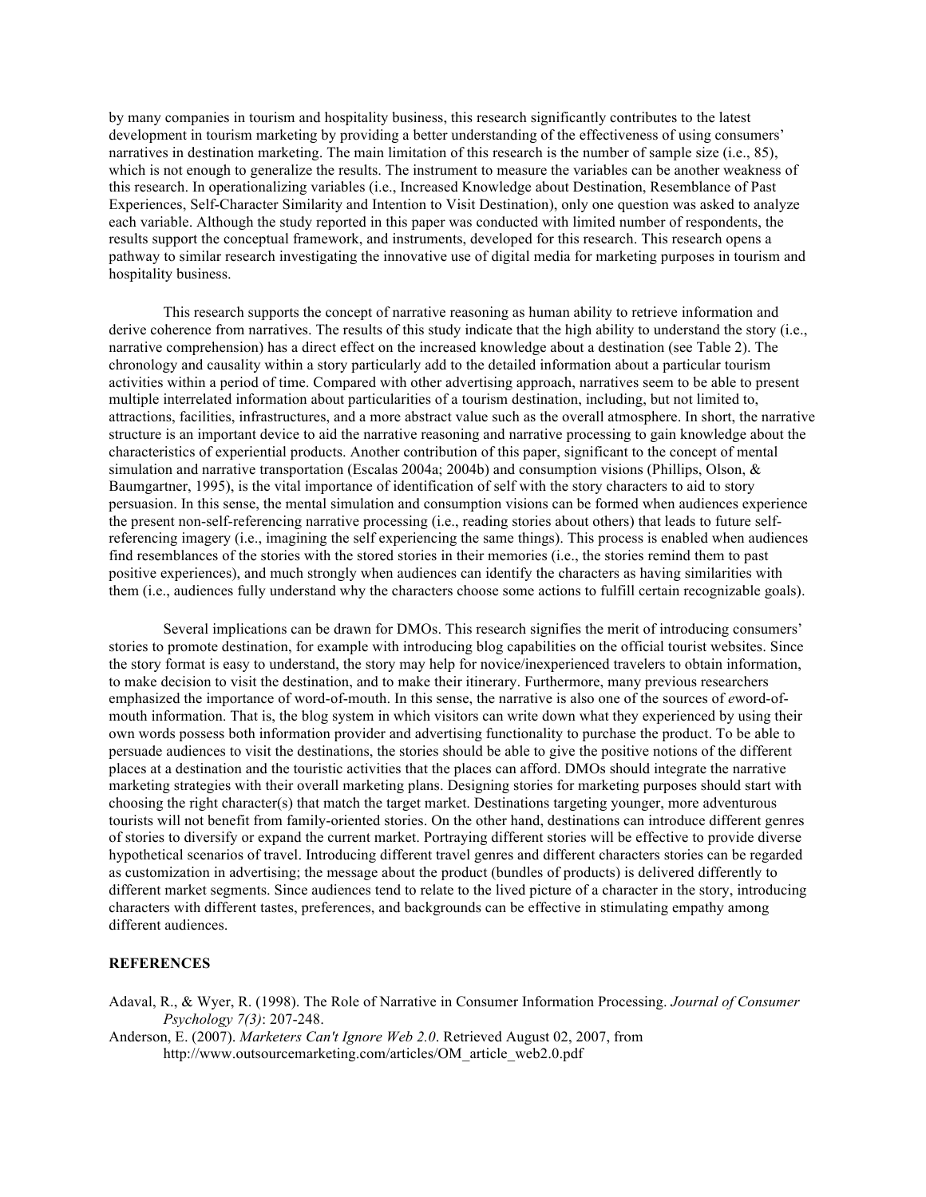by many companies in tourism and hospitality business, this research significantly contributes to the latest development in tourism marketing by providing a better understanding of the effectiveness of using consumers' narratives in destination marketing. The main limitation of this research is the number of sample size (i.e., 85), which is not enough to generalize the results. The instrument to measure the variables can be another weakness of this research. In operationalizing variables (i.e., Increased Knowledge about Destination, Resemblance of Past Experiences, Self-Character Similarity and Intention to Visit Destination), only one question was asked to analyze each variable. Although the study reported in this paper was conducted with limited number of respondents, the results support the conceptual framework, and instruments, developed for this research. This research opens a pathway to similar research investigating the innovative use of digital media for marketing purposes in tourism and hospitality business.

This research supports the concept of narrative reasoning as human ability to retrieve information and derive coherence from narratives. The results of this study indicate that the high ability to understand the story (i.e., narrative comprehension) has a direct effect on the increased knowledge about a destination (see Table 2). The chronology and causality within a story particularly add to the detailed information about a particular tourism activities within a period of time. Compared with other advertising approach, narratives seem to be able to present multiple interrelated information about particularities of a tourism destination, including, but not limited to, attractions, facilities, infrastructures, and a more abstract value such as the overall atmosphere. In short, the narrative structure is an important device to aid the narrative reasoning and narrative processing to gain knowledge about the characteristics of experiential products. Another contribution of this paper, significant to the concept of mental simulation and narrative transportation (Escalas 2004a; 2004b) and consumption visions (Phillips, Olson, & Baumgartner, 1995), is the vital importance of identification of self with the story characters to aid to story persuasion. In this sense, the mental simulation and consumption visions can be formed when audiences experience the present non-self-referencing narrative processing (i.e., reading stories about others) that leads to future self-referencing imagery (i.e., imagining the self experiencing the same things). This process is enabled when audiences find resemblances of the stories with the stored stories in their memories (i.e., the stories remind them to past positive experiences), and much strongly when audiences can identify the characters as having similarities with them (i.e., audiences fully understand why the characters choose some actions to fulfill certain recognizable goals).

Several implications can be drawn for DMOs. This research signifies the merit of introducing consumers' stories to promote destination, for example with introducing blog capabilities on the official tourist websites. Since the story format is easy to understand, the story may help for novice/inexperienced travelers to obtain information, to make decision to visit the destination, and to make their itinerary. Furthermore, many previous researchers emphasized the importance of word-of-mouth. In this sense, the narrative is also one of the sources of *e*word-of-mouth information. That is, the blog system in which visitors can write down what they experienced by using their own words possess both information provider and advertising functionality to purchase the product. To be able to persuade audiences to visit the destinations, the stories should be able to give the positive notions of the different places at a destination and the touristic activities that the places can afford. DMOs should integrate the narrative marketing strategies with their overall marketing plans. Designing stories for marketing purposes should start with choosing the right character(s) that match the target market. Destinations targeting younger, more adventurous tourists will not benefit from family-oriented stories. On the other hand, destinations can introduce different genres of stories to diversify or expand the current market. Portraying different stories will be effective to provide diverse hypothetical scenarios of travel. Introducing different travel genres and different characters stories can be regarded as customization in advertising; the message about the product (bundles of products) is delivered differently to different market segments. Since audiences tend to relate to the lived picture of a character in the story, introducing characters with different tastes, preferences, and backgrounds can be effective in stimulating empathy among different audiences.

## REFERENCES

Adaval, R., & Wyer, R. (1998). The Role of Narrative in Consumer Information Processing. *Journal of Consumer Psychology 7(3)*: 207-248.

Anderson, E. (2007). *Marketers Can't Ignore Web 2.0*. Retrieved August 02, 2007, from http://www.outsourcemarketing.com/articles/OM_article_web2.0.pdf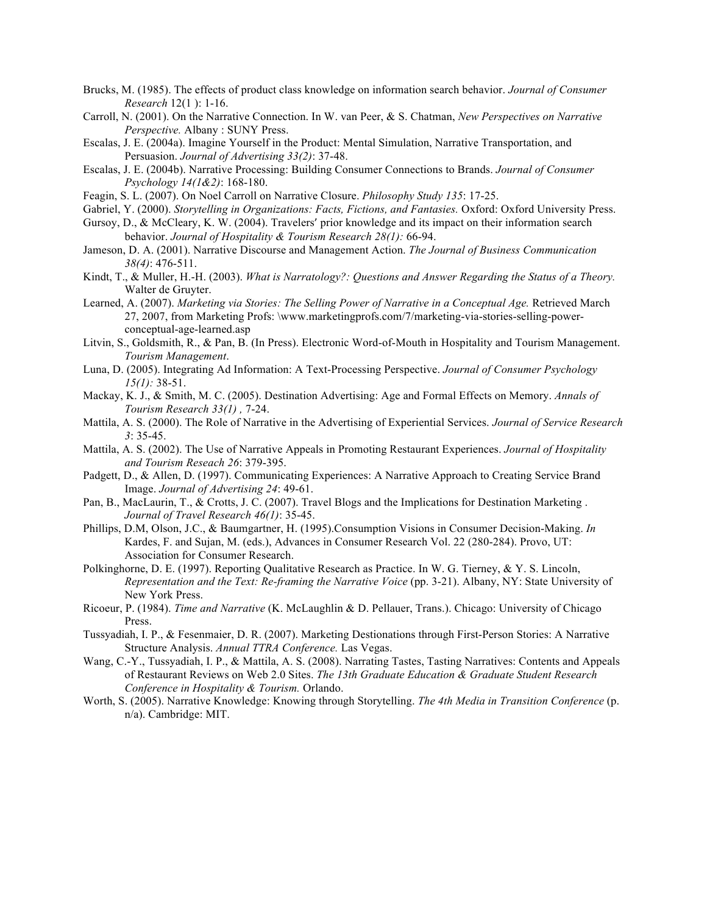Brucks, M. (1985). The effects of product class knowledge on information search behavior. *Journal of Consumer Research* 12(1 ): 1-16.

Carroll, N. (2001). On the Narrative Connection. In W. van Peer, & S. Chatman, *New Perspectives on Narrative Perspective.* Albany : SUNY Press.

Escalas, J. E. (2004a). Imagine Yourself in the Product: Mental Simulation, Narrative Transportation, and Persuasion. *Journal of Advertising 33(2)*: 37-48.

Escalas, J. E. (2004b). Narrative Processing: Building Consumer Connections to Brands. *Journal of Consumer Psychology 14(1&2)*: 168-180.

Feagin, S. L. (2007). On Noel Carroll on Narrative Closure. *Philosophy Study 135*: 17-25.

Gabriel, Y. (2000). *Storytelling in Organizations: Facts, Fictions, and Fantasies.* Oxford: Oxford University Press.

Gursoy, D., & McCleary, K. W. (2004). Travelers′ prior knowledge and its impact on their information search behavior. *Journal of Hospitality & Tourism Research 28(1):* 66-94.

Jameson, D. A. (2001). Narrative Discourse and Management Action. *The Journal of Business Communication 38(4)*: 476-511.

Kindt, T., & Muller, H.-H. (2003). *What is Narratology?: Questions and Answer Regarding the Status of a Theory.* Walter de Gruyter.

Learned, A. (2007). *Marketing via Stories: The Selling Power of Narrative in a Conceptual Age.* Retrieved March 27, 2007, from Marketing Profs: \www.marketingprofs.com/7/marketing-via-stories-selling-power-conceptual-age-learned.asp

Litvin, S., Goldsmith, R., & Pan, B. (In Press). Electronic Word-of-Mouth in Hospitality and Tourism Management. *Tourism Management*.

Luna, D. (2005). Integrating Ad Information: A Text-Processing Perspective. *Journal of Consumer Psychology 15(1):* 38-51.

Mackay, K. J., & Smith, M. C. (2005). Destination Advertising: Age and Formal Effects on Memory. *Annals of Tourism Research 33(1) ,* 7-24.

Mattila, A. S. (2000). The Role of Narrative in the Advertising of Experiential Services. *Journal of Service Research 3*: 35-45.

Mattila, A. S. (2002). The Use of Narrative Appeals in Promoting Restaurant Experiences. *Journal of Hospitality and Tourism Reseach 26*: 379-395.

Padgett, D., & Allen, D. (1997). Communicating Experiences: A Narrative Approach to Creating Service Brand Image. *Journal of Advertising 24*: 49-61.

Pan, B., MacLaurin, T., & Crotts, J. C. (2007). Travel Blogs and the Implications for Destination Marketing . *Journal of Travel Research 46(1)*: 35-45.

Phillips, D.M, Olson, J.C., & Baumgartner, H. (1995).Consumption Visions in Consumer Decision-Making. *In* Kardes, F. and Sujan, M. (eds.), Advances in Consumer Research Vol. 22 (280-284). Provo, UT: Association for Consumer Research.

Polkinghorne, D. E. (1997). Reporting Qualitative Research as Practice. In W. G. Tierney, & Y. S. Lincoln, *Representation and the Text: Re-framing the Narrative Voice* (pp. 3-21). Albany, NY: State University of New York Press.

Ricoeur, P. (1984). *Time and Narrative* (K. McLaughlin & D. Pellauer, Trans.). Chicago: University of Chicago Press.

Tussyadiah, I. P., & Fesenmaier, D. R. (2007). Marketing Destionations through First-Person Stories: A Narrative Structure Analysis. *Annual TTRA Conference.* Las Vegas.

Wang, C.-Y., Tussyadiah, I. P., & Mattila, A. S. (2008). Narrating Tastes, Tasting Narratives: Contents and Appeals of Restaurant Reviews on Web 2.0 Sites. *The 13th Graduate Education & Graduate Student Research Conference in Hospitality & Tourism.* Orlando.

Worth, S. (2005). Narrative Knowledge: Knowing through Storytelling. *The 4th Media in Transition Conference* (p. n/a). Cambridge: MIT.